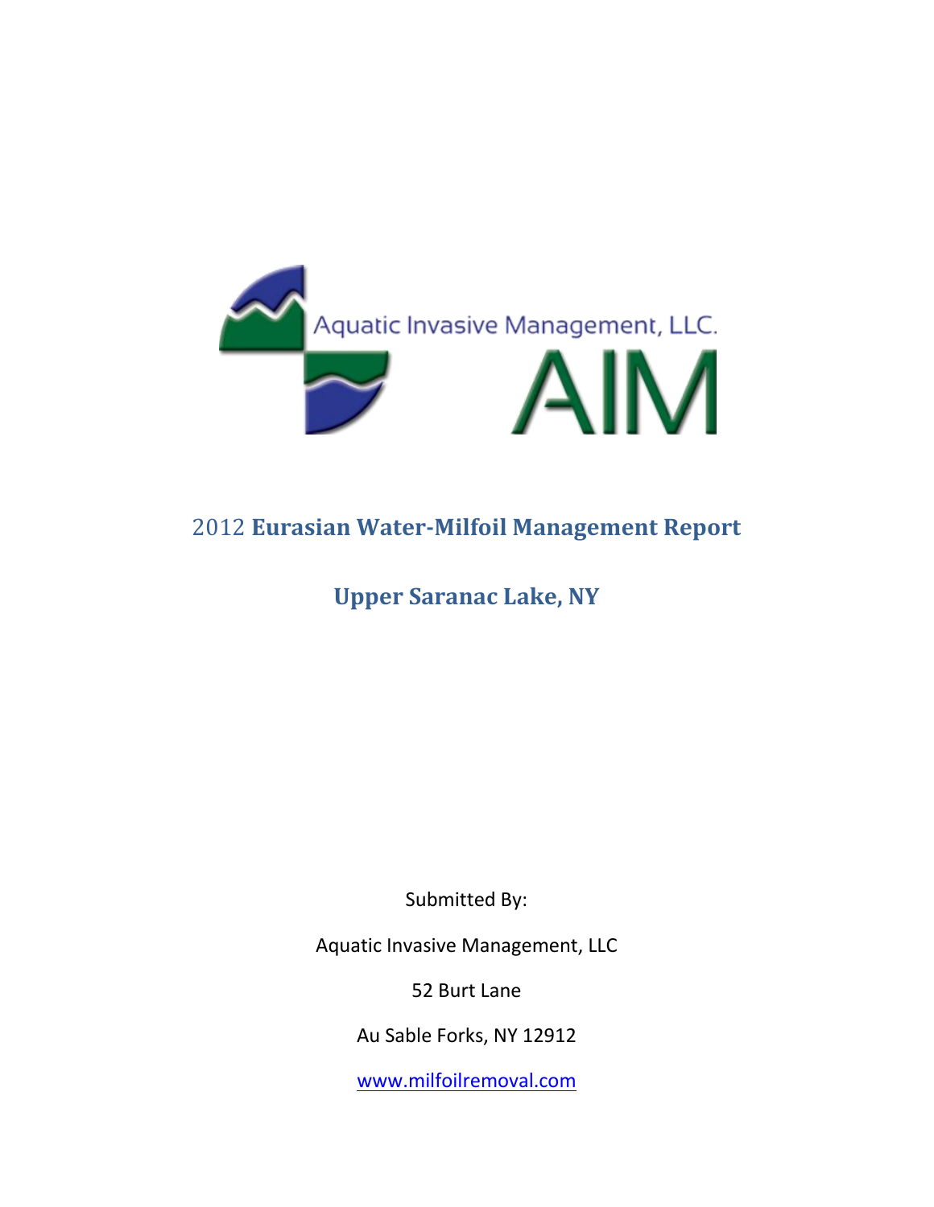Aquatic Invasive Management, LLC.

AIM

# 2012 **Eurasian Water-Milfoil Management Report**

## Upper Saranac Lake, NY

Submitted By:

Aquatic Invasive Management, LLC

52 Burt Lane

Au Sable Forks, NY 12912

www.milfoilremoval.com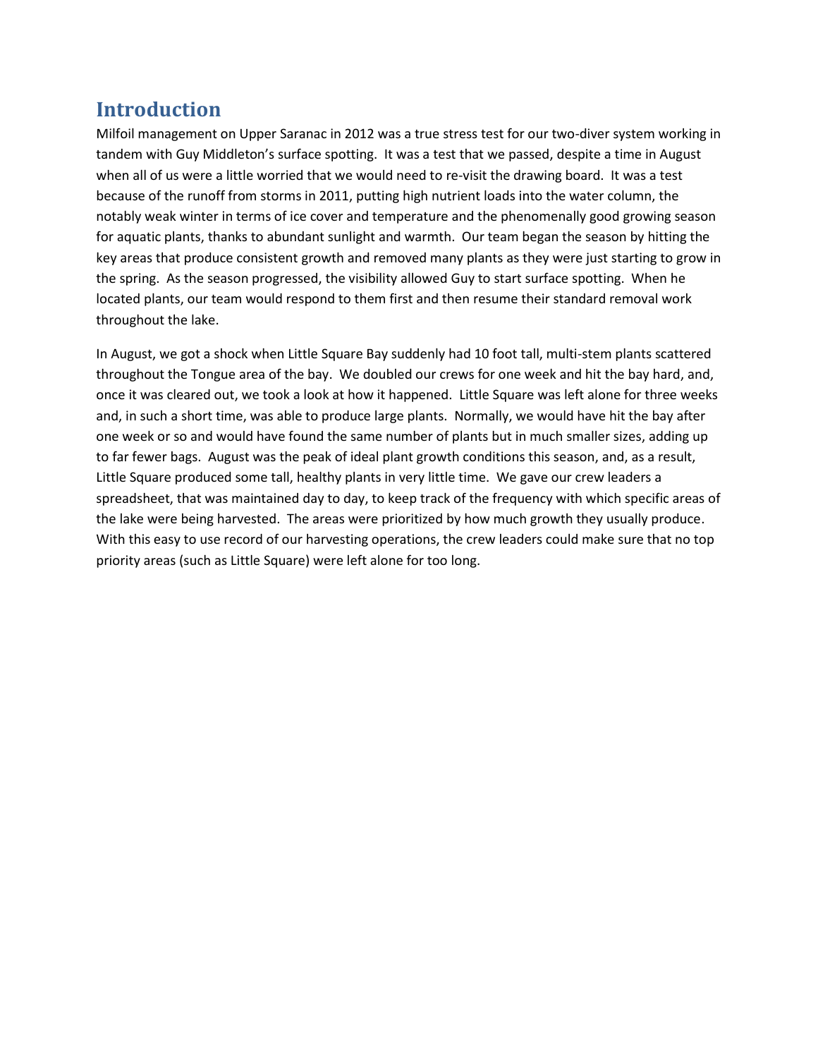# Introduction

Milfoil management on Upper Saranac in 2012 was a true stress test for our two-diver system working in tandem with Guy Middleton's surface spotting. It was a test that we passed, despite a time in August when all of us were a little worried that we would need to re-visit the drawing board. It was a test because of the runoff from storms in 2011, putting high nutrient loads into the water column, the notably weak winter in terms of ice cover and temperature and the phenomenally good growing season for aquatic plants, thanks to abundant sunlight and warmth. Our team began the season by hitting the key areas that produce consistent growth and removed many plants as they were just starting to grow in the spring. As the season progressed, the visibility allowed Guy to start surface spotting. When he located plants, our team would respond to them first and then resume their standard removal work throughout the lake.

In August, we got a shock when Little Square Bay suddenly had 10 foot tall, multi-stem plants scattered throughout the Tongue area of the bay. We doubled our crews for one week and hit the bay hard, and, once it was cleared out, we took a look at how it happened. Little Square was left alone for three weeks and, in such a short time, was able to produce large plants. Normally, we would have hit the bay after one week or so and would have found the same number of plants but in much smaller sizes, adding up to far fewer bags. August was the peak of ideal plant growth conditions this season, and, as a result, Little Square produced some tall, healthy plants in very little time. We gave our crew leaders a spreadsheet, that was maintained day to day, to keep track of the frequency with which specific areas of the lake were being harvested. The areas were prioritized by how much growth they usually produce. With this easy to use record of our harvesting operations, the crew leaders could make sure that no top priority areas (such as Little Square) were left alone for too long.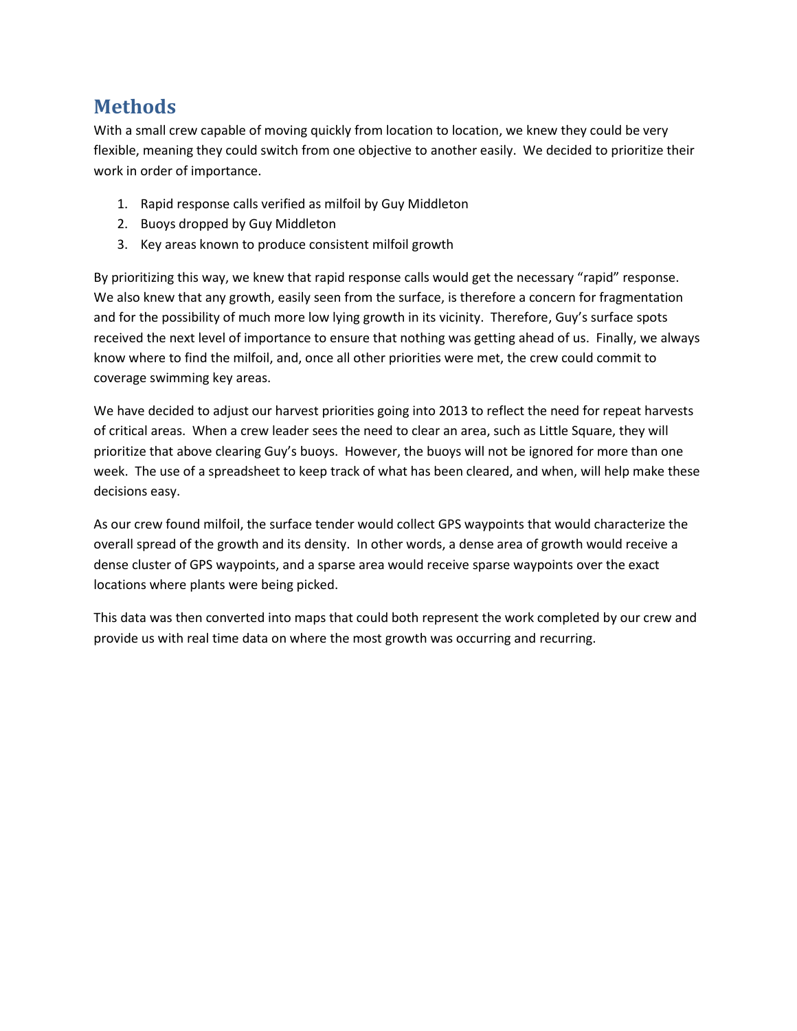## Methods

With a small crew capable of moving quickly from location to location, we knew they could be very flexible, meaning they could switch from one objective to another easily. We decided to prioritize their work in order of importance.

1. Rapid response calls verified as milfoil by Guy Middleton
2. Buoys dropped by Guy Middleton
3. Key areas known to produce consistent milfoil growth

By prioritizing this way, we knew that rapid response calls would get the necessary "rapid" response. We also knew that any growth, easily seen from the surface, is therefore a concern for fragmentation and for the possibility of much more low lying growth in its vicinity. Therefore, Guy's surface spots received the next level of importance to ensure that nothing was getting ahead of us. Finally, we always know where to find the milfoil, and, once all other priorities were met, the crew could commit to coverage swimming key areas.

We have decided to adjust our harvest priorities going into 2013 to reflect the need for repeat harvests of critical areas. When a crew leader sees the need to clear an area, such as Little Square, they will prioritize that above clearing Guy's buoys. However, the buoys will not be ignored for more than one week. The use of a spreadsheet to keep track of what has been cleared, and when, will help make these decisions easy.

As our crew found milfoil, the surface tender would collect GPS waypoints that would characterize the overall spread of the growth and its density. In other words, a dense area of growth would receive a dense cluster of GPS waypoints, and a sparse area would receive sparse waypoints over the exact locations where plants were being picked.

This data was then converted into maps that could both represent the work completed by our crew and provide us with real time data on where the most growth was occurring and recurring.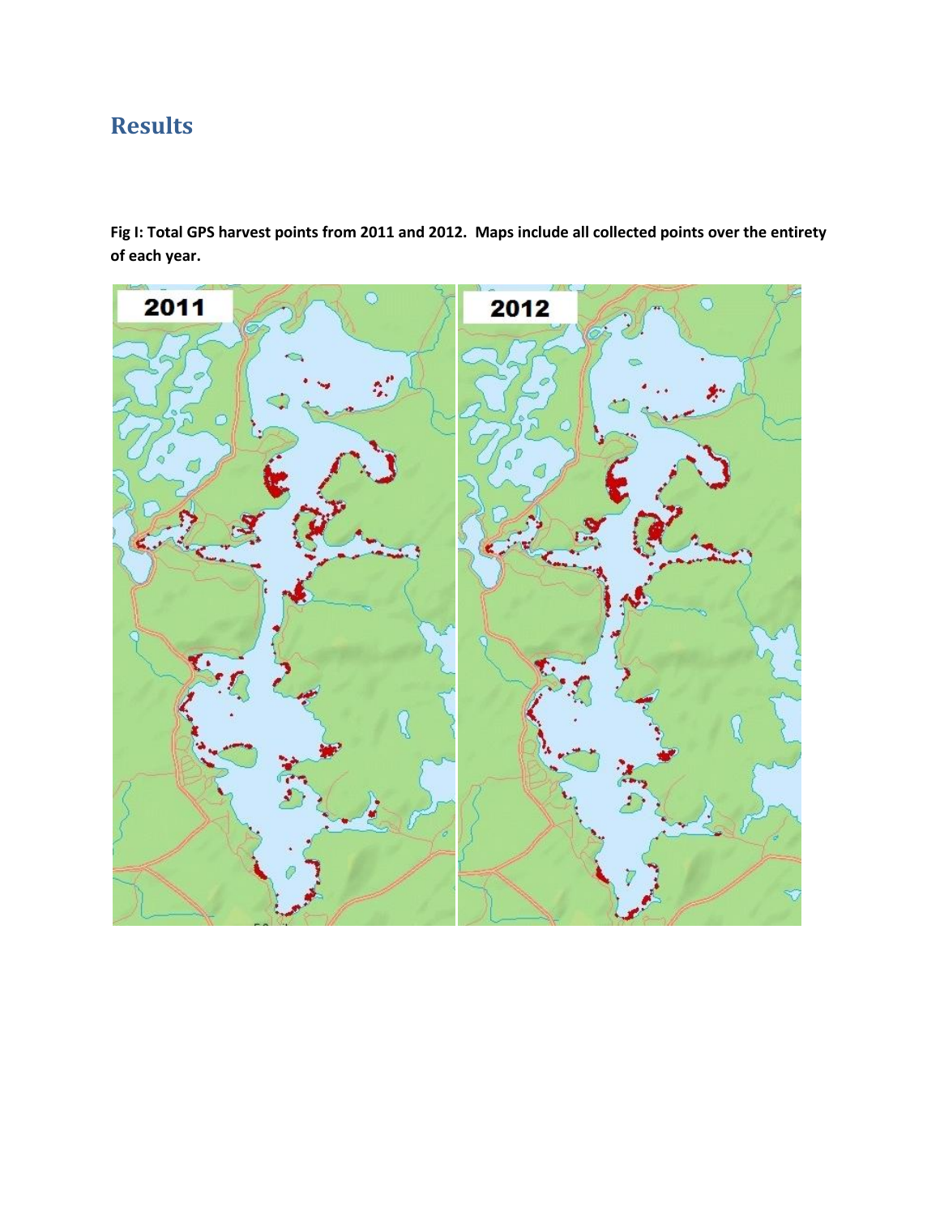## Results

**Fig I: Total GPS harvest points from 2011 and 2012. Maps include all collected points over the entirety of each year.**

2011

2012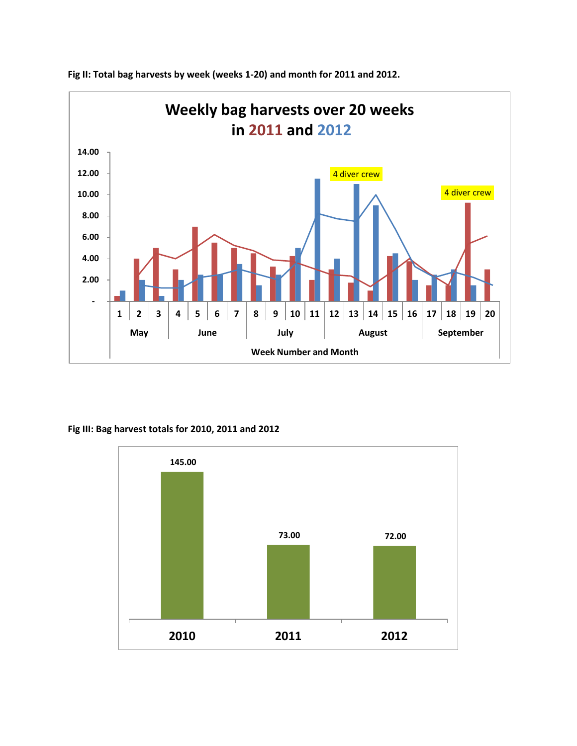**Fig II: Total bag harvests by week (weeks 1-20) and month for 2011 and 2012.**

Weekly bag harvests over 20 weeks in 2011 and 2012

14.00
12.00
10.00
8.00
6.00
4.00
2.00
-

4 diver crew

4 diver crew

1 2 3 4 5 6 7 8 9 10 11 12 13 14 15 16 17 18 19 20

May June July August September

Week Number and Month

**Fig III: Bag harvest totals for 2010, 2011 and 2012**

145.00
73.00
72.00

2010 2011 2012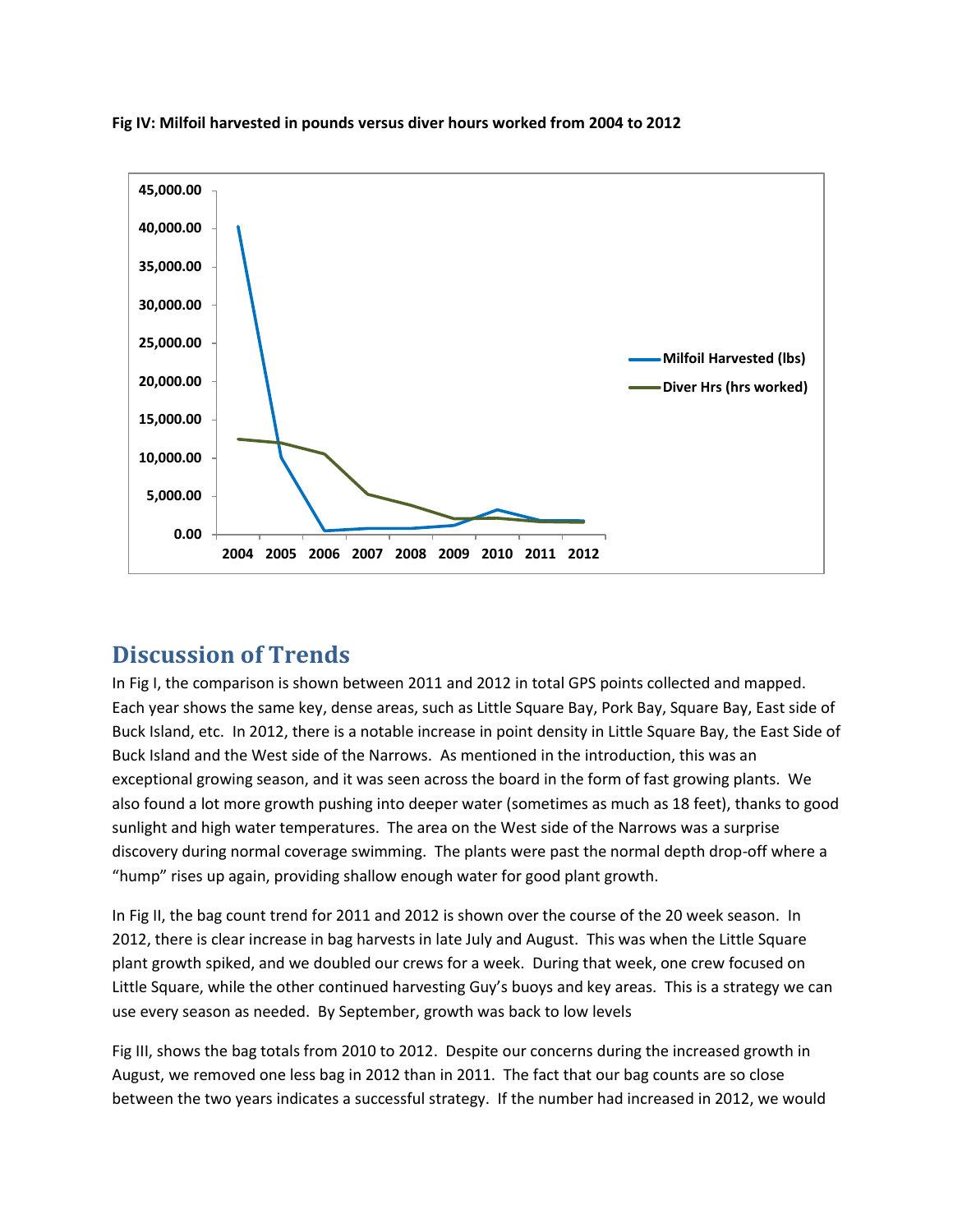**Fig IV: Milfoil harvested in pounds versus diver hours worked from 2004 to 2012**

45,000.00
40,000.00
35,000.00
30,000.00
25,000.00
20,000.00
15,000.00
10,000.00
5,000.00
0.00

2004 2005 2006 2007 2008 2009 2010 2011 2012

Milfoil Harvested (lbs)
Diver Hrs (hrs worked)

## Discussion of Trends

In Fig I, the comparison is shown between 2011 and 2012 in total GPS points collected and mapped. Each year shows the same key, dense areas, such as Little Square Bay, Pork Bay, Square Bay, East side of Buck Island, etc. In 2012, there is a notable increase in point density in Little Square Bay, the East Side of Buck Island and the West side of the Narrows. As mentioned in the introduction, this was an exceptional growing season, and it was seen across the board in the form of fast growing plants. We also found a lot more growth pushing into deeper water (sometimes as much as 18 feet), thanks to good sunlight and high water temperatures. The area on the West side of the Narrows was a surprise discovery during normal coverage swimming. The plants were past the normal depth drop-off where a "hump" rises up again, providing shallow enough water for good plant growth.

In Fig II, the bag count trend for 2011 and 2012 is shown over the course of the 20 week season. In 2012, there is clear increase in bag harvests in late July and August. This was when the Little Square plant growth spiked, and we doubled our crews for a week. During that week, one crew focused on Little Square, while the other continued harvesting Guy's buoys and key areas. This is a strategy we can use every season as needed. By September, growth was back to low levels

Fig III, shows the bag totals from 2010 to 2012. Despite our concerns during the increased growth in August, we removed one less bag in 2012 than in 2011. The fact that our bag counts are so close between the two years indicates a successful strategy. If the number had increased in 2012, we would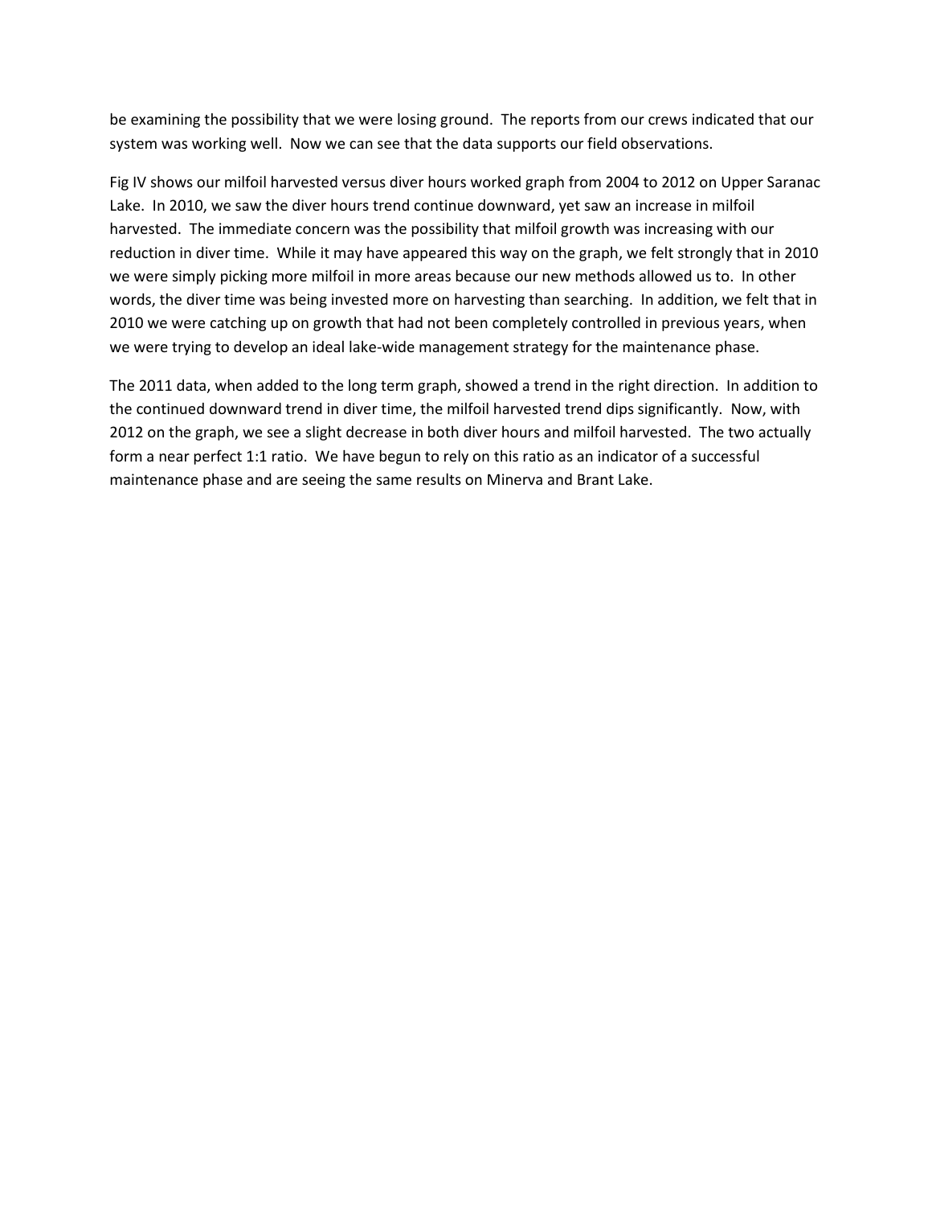be examining the possibility that we were losing ground. The reports from our crews indicated that our system was working well. Now we can see that the data supports our field observations.

Fig IV shows our milfoil harvested versus diver hours worked graph from 2004 to 2012 on Upper Saranac Lake. In 2010, we saw the diver hours trend continue downward, yet saw an increase in milfoil harvested. The immediate concern was the possibility that milfoil growth was increasing with our reduction in diver time. While it may have appeared this way on the graph, we felt strongly that in 2010 we were simply picking more milfoil in more areas because our new methods allowed us to. In other words, the diver time was being invested more on harvesting than searching. In addition, we felt that in 2010 we were catching up on growth that had not been completely controlled in previous years, when we were trying to develop an ideal lake-wide management strategy for the maintenance phase.

The 2011 data, when added to the long term graph, showed a trend in the right direction. In addition to the continued downward trend in diver time, the milfoil harvested trend dips significantly. Now, with 2012 on the graph, we see a slight decrease in both diver hours and milfoil harvested. The two actually form a near perfect 1:1 ratio. We have begun to rely on this ratio as an indicator of a successful maintenance phase and are seeing the same results on Minerva and Brant Lake.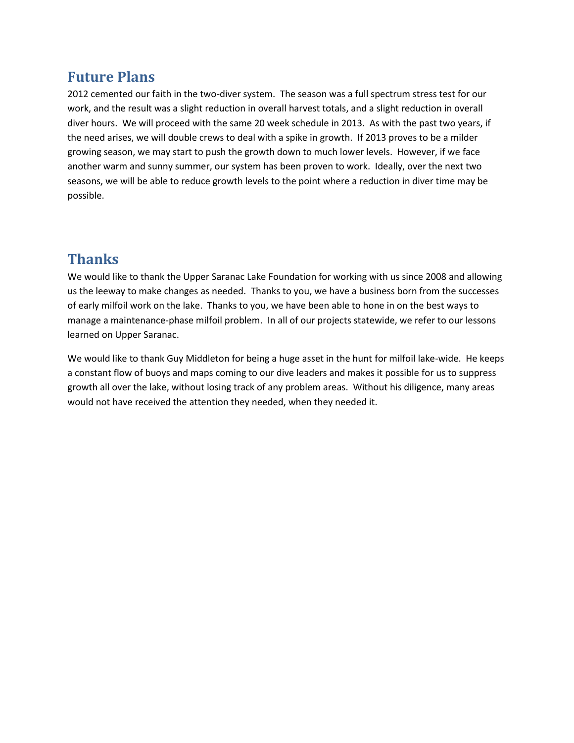## Future Plans

2012 cemented our faith in the two-diver system. The season was a full spectrum stress test for our work, and the result was a slight reduction in overall harvest totals, and a slight reduction in overall diver hours. We will proceed with the same 20 week schedule in 2013. As with the past two years, if the need arises, we will double crews to deal with a spike in growth. If 2013 proves to be a milder growing season, we may start to push the growth down to much lower levels. However, if we face another warm and sunny summer, our system has been proven to work. Ideally, over the next two seasons, we will be able to reduce growth levels to the point where a reduction in diver time may be possible.

## Thanks

We would like to thank the Upper Saranac Lake Foundation for working with us since 2008 and allowing us the leeway to make changes as needed. Thanks to you, we have a business born from the successes of early milfoil work on the lake. Thanks to you, we have been able to hone in on the best ways to manage a maintenance-phase milfoil problem. In all of our projects statewide, we refer to our lessons learned on Upper Saranac.

We would like to thank Guy Middleton for being a huge asset in the hunt for milfoil lake-wide. He keeps a constant flow of buoys and maps coming to our dive leaders and makes it possible for us to suppress growth all over the lake, without losing track of any problem areas. Without his diligence, many areas would not have received the attention they needed, when they needed it.